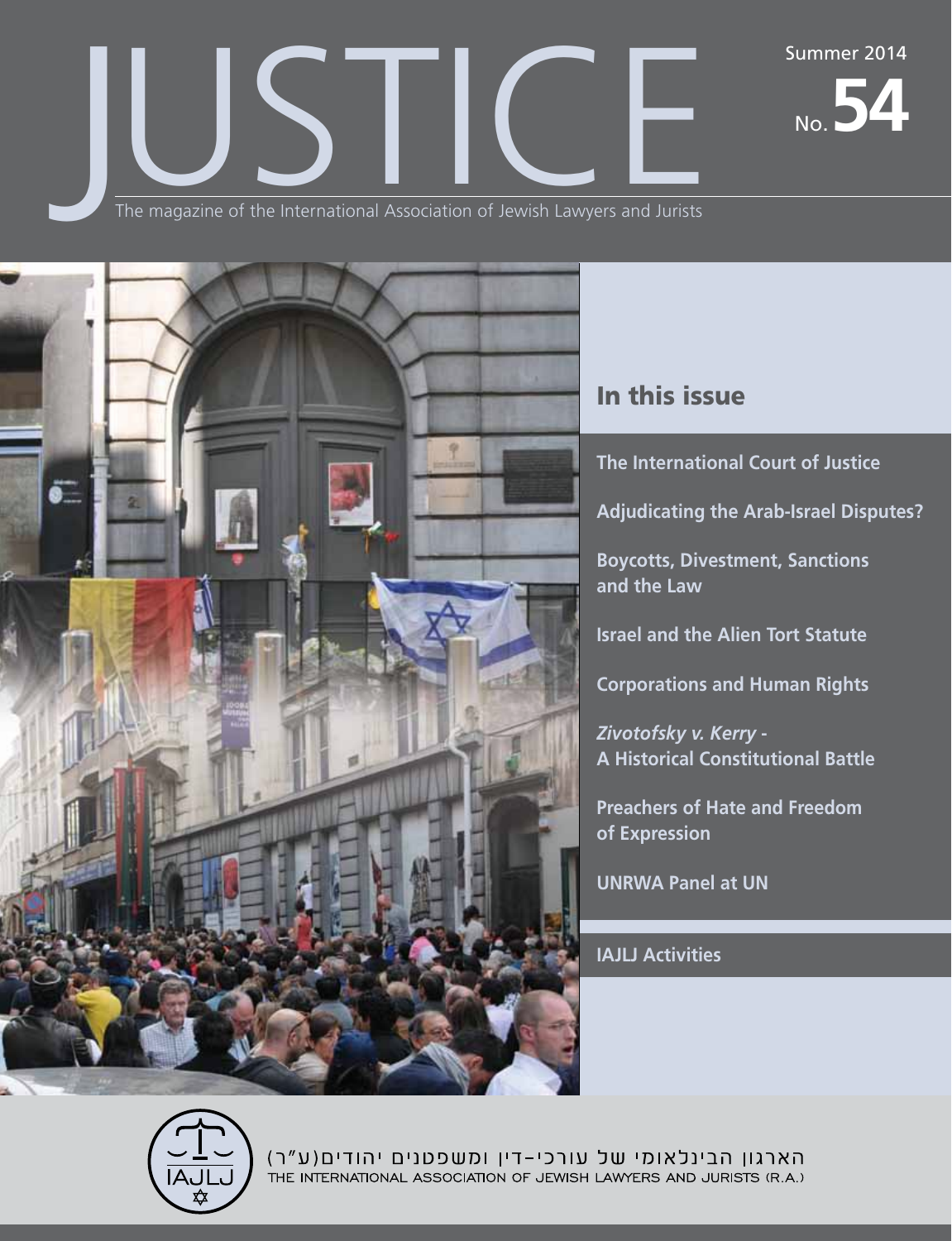# JUSTICE

Summer 2014

No. 54

The magazine of the International Association of Jewish Lawyers and Jurists

## In this issue

**The International Court of Justice**

**Adjudicating the Arab-Israel Disputes?**

**Boycotts, Divestment, Sanctions and the Law**

**Israel and the Alien Tort Statute**

**Corporations and Human Rights**

***Zivotofsky v. Kerry* - A Historical Constitutional Battle**

**Preachers of Hate and Freedom of Expression**

**UNRWA Panel at UN**

**IAJLJ Activities**

הארגון הבינלאומי של עורכי-דין ומשפטנים יהודים(ע"ר)

THE INTERNATIONAL ASSOCIATION OF JEWISH LAWYERS AND JURISTS (R.A.)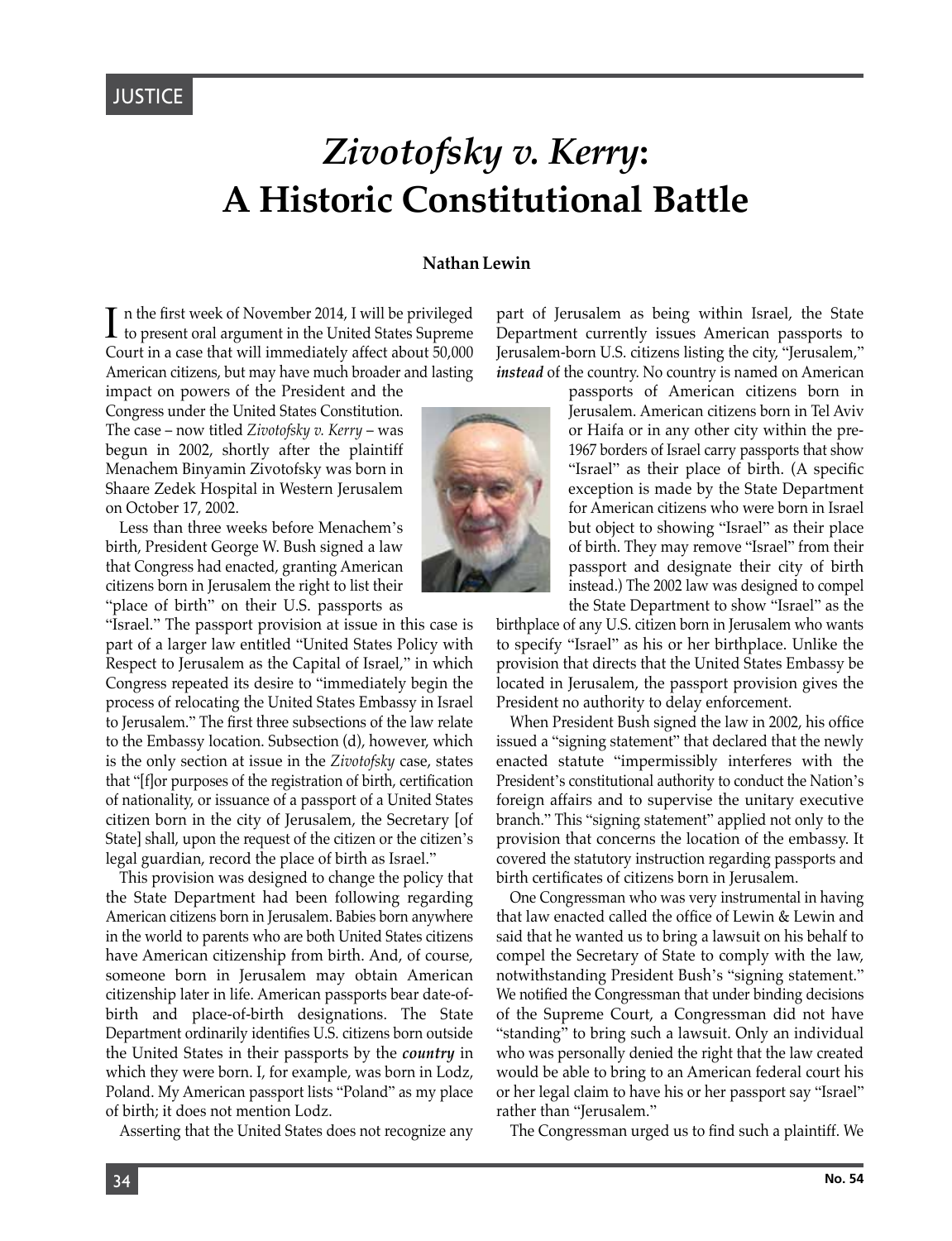JUSTICE

# *Zivotofsky v. Kerry*: A Historic Constitutional Battle

**Nathan Lewin**

In the first week of November 2014, I will be privileged to present oral argument in the United States Supreme Court in a case that will immediately affect about 50,000 American citizens, but may have much broader and lasting impact on powers of the President and the Congress under the United States Constitution. The case – now titled *Zivotofsky v. Kerry* – was begun in 2002, shortly after the plaintiff Menachem Binyamin Zivotofsky was born in Shaare Zedek Hospital in Western Jerusalem on October 17, 2002.

Less than three weeks before Menachem's birth, President George W. Bush signed a law that Congress had enacted, granting American citizens born in Jerusalem the right to list their "place of birth" on their U.S. passports as "Israel." The passport provision at issue in this case is part of a larger law entitled "United States Policy with Respect to Jerusalem as the Capital of Israel," in which Congress repeated its desire to "immediately begin the process of relocating the United States Embassy in Israel to Jerusalem." The first three subsections of the law relate to the Embassy location. Subsection (d), however, which is the only section at issue in the *Zivotofsky* case, states that "[f]or purposes of the registration of birth, certification of nationality, or issuance of a passport of a United States citizen born in the city of Jerusalem, the Secretary [of State] shall, upon the request of the citizen or the citizen's legal guardian, record the place of birth as Israel."

This provision was designed to change the policy that the State Department had been following regarding American citizens born in Jerusalem. Babies born anywhere in the world to parents who are both United States citizens have American citizenship from birth. And, of course, someone born in Jerusalem may obtain American citizenship later in life. American passports bear date-of-birth and place-of-birth designations. The State Department ordinarily identifies U.S. citizens born outside the United States in their passports by the ***country*** in which they were born. I, for example, was born in Lodz, Poland. My American passport lists "Poland" as my place of birth; it does not mention Lodz.

Asserting that the United States does not recognize any part of Jerusalem as being within Israel, the State Department currently issues American passports to Jerusalem-born U.S. citizens listing the city, "Jerusalem," ***instead*** of the country. No country is named on American passports of American citizens born in Jerusalem. American citizens born in Tel Aviv or Haifa or in any other city within the pre-1967 borders of Israel carry passports that show "Israel" as their place of birth. (A specific exception is made by the State Department for American citizens who were born in Israel but object to showing "Israel" as their place of birth. They may remove "Israel" from their passport and designate their city of birth instead.) The 2002 law was designed to compel the State Department to show "Israel" as the birthplace of any U.S. citizen born in Jerusalem who wants to specify "Israel" as his or her birthplace. Unlike the provision that directs that the United States Embassy be located in Jerusalem, the passport provision gives the President no authority to delay enforcement.

When President Bush signed the law in 2002, his office issued a "signing statement" that declared that the newly enacted statute "impermissibly interferes with the President's constitutional authority to conduct the Nation's foreign affairs and to supervise the unitary executive branch." This "signing statement" applied not only to the provision that concerns the location of the embassy. It covered the statutory instruction regarding passports and birth certificates of citizens born in Jerusalem.

One Congressman who was very instrumental in having that law enacted called the office of Lewin & Lewin and said that he wanted us to bring a lawsuit on his behalf to compel the Secretary of State to comply with the law, notwithstanding President Bush's "signing statement." We notified the Congressman that under binding decisions of the Supreme Court, a Congressman did not have "standing" to bring such a lawsuit. Only an individual who was personally denied the right that the law created would be able to bring to an American federal court his or her legal claim to have his or her passport say "Israel" rather than "Jerusalem."

The Congressman urged us to find such a plaintiff. We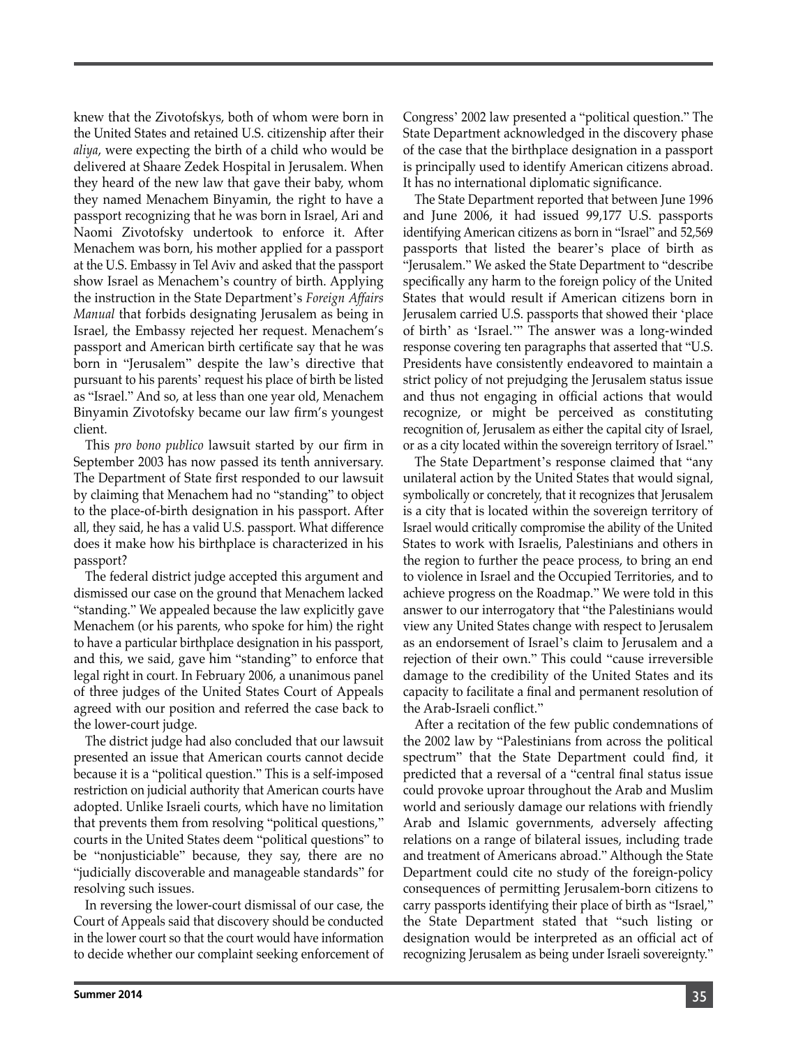knew that the Zivotofskys, both of whom were born in the United States and retained U.S. citizenship after their *aliya*, were expecting the birth of a child who would be delivered at Shaare Zedek Hospital in Jerusalem. When they heard of the new law that gave their baby, whom they named Menachem Binyamin, the right to have a passport recognizing that he was born in Israel, Ari and Naomi Zivotofsky undertook to enforce it. After Menachem was born, his mother applied for a passport at the U.S. Embassy in Tel Aviv and asked that the passport show Israel as Menachem's country of birth. Applying the instruction in the State Department's *Foreign Affairs Manual* that forbids designating Jerusalem as being in Israel, the Embassy rejected her request. Menachem's passport and American birth certificate say that he was born in "Jerusalem" despite the law's directive that pursuant to his parents' request his place of birth be listed as "Israel." And so, at less than one year old, Menachem Binyamin Zivotofsky became our law firm's youngest client.

This *pro bono publico* lawsuit started by our firm in September 2003 has now passed its tenth anniversary. The Department of State first responded to our lawsuit by claiming that Menachem had no "standing" to object to the place-of-birth designation in his passport. After all, they said, he has a valid U.S. passport. What difference does it make how his birthplace is characterized in his passport?

The federal district judge accepted this argument and dismissed our case on the ground that Menachem lacked "standing." We appealed because the law explicitly gave Menachem (or his parents, who spoke for him) the right to have a particular birthplace designation in his passport, and this, we said, gave him "standing" to enforce that legal right in court. In February 2006, a unanimous panel of three judges of the United States Court of Appeals agreed with our position and referred the case back to the lower-court judge.

The district judge had also concluded that our lawsuit presented an issue that American courts cannot decide because it is a "political question." This is a self-imposed restriction on judicial authority that American courts have adopted. Unlike Israeli courts, which have no limitation that prevents them from resolving "political questions," courts in the United States deem "political questions" to be "nonjusticiable" because, they say, there are no "judicially discoverable and manageable standards" for resolving such issues.

In reversing the lower-court dismissal of our case, the Court of Appeals said that discovery should be conducted in the lower court so that the court would have information to decide whether our complaint seeking enforcement of Congress' 2002 law presented a "political question." The State Department acknowledged in the discovery phase of the case that the birthplace designation in a passport is principally used to identify American citizens abroad. It has no international diplomatic significance.

The State Department reported that between June 1996 and June 2006, it had issued 99,177 U.S. passports identifying American citizens as born in "Israel" and 52,569 passports that listed the bearer's place of birth as "Jerusalem." We asked the State Department to "describe specifically any harm to the foreign policy of the United States that would result if American citizens born in Jerusalem carried U.S. passports that showed their 'place of birth' as 'Israel.'" The answer was a long-winded response covering ten paragraphs that asserted that "U.S. Presidents have consistently endeavored to maintain a strict policy of not prejudging the Jerusalem status issue and thus not engaging in official actions that would recognize, or might be perceived as constituting recognition of, Jerusalem as either the capital city of Israel, or as a city located within the sovereign territory of Israel."

The State Department's response claimed that "any unilateral action by the United States that would signal, symbolically or concretely, that it recognizes that Jerusalem is a city that is located within the sovereign territory of Israel would critically compromise the ability of the United States to work with Israelis, Palestinians and others in the region to further the peace process, to bring an end to violence in Israel and the Occupied Territories, and to achieve progress on the Roadmap." We were told in this answer to our interrogatory that "the Palestinians would view any United States change with respect to Jerusalem as an endorsement of Israel's claim to Jerusalem and a rejection of their own." This could "cause irreversible damage to the credibility of the United States and its capacity to facilitate a final and permanent resolution of the Arab-Israeli conflict."

After a recitation of the few public condemnations of the 2002 law by "Palestinians from across the political spectrum" that the State Department could find, it predicted that a reversal of a "central final status issue could provoke uproar throughout the Arab and Muslim world and seriously damage our relations with friendly Arab and Islamic governments, adversely affecting relations on a range of bilateral issues, including trade and treatment of Americans abroad." Although the State Department could cite no study of the foreign-policy consequences of permitting Jerusalem-born citizens to carry passports identifying their place of birth as "Israel," the State Department stated that "such listing or designation would be interpreted as an official act of recognizing Jerusalem as being under Israeli sovereignty."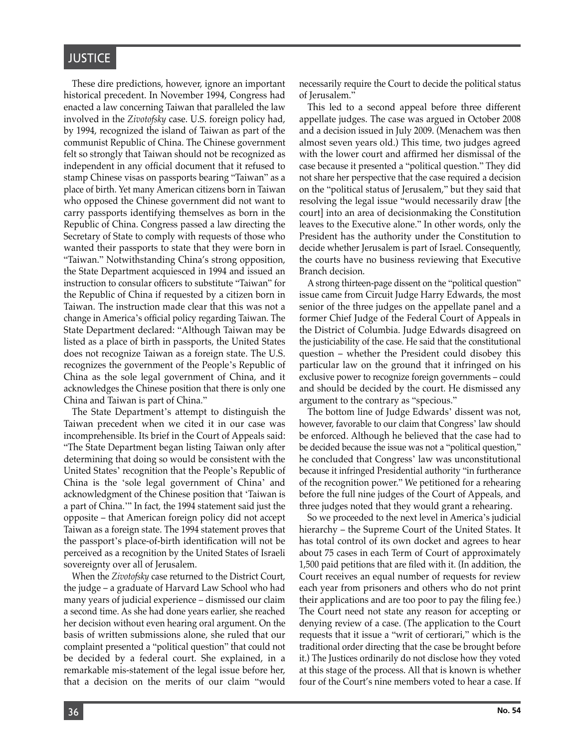These dire predictions, however, ignore an important historical precedent. In November 1994, Congress had enacted a law concerning Taiwan that paralleled the law involved in the *Zivotofsky* case. U.S. foreign policy had, by 1994, recognized the island of Taiwan as part of the communist Republic of China. The Chinese government felt so strongly that Taiwan should not be recognized as independent in any official document that it refused to stamp Chinese visas on passports bearing "Taiwan" as a place of birth. Yet many American citizens born in Taiwan who opposed the Chinese government did not want to carry passports identifying themselves as born in the Republic of China. Congress passed a law directing the Secretary of State to comply with requests of those who wanted their passports to state that they were born in "Taiwan." Notwithstanding China's strong opposition, the State Department acquiesced in 1994 and issued an instruction to consular officers to substitute "Taiwan" for the Republic of China if requested by a citizen born in Taiwan. The instruction made clear that this was not a change in America's official policy regarding Taiwan. The State Department declared: "Although Taiwan may be listed as a place of birth in passports, the United States does not recognize Taiwan as a foreign state. The U.S. recognizes the government of the People's Republic of China as the sole legal government of China, and it acknowledges the Chinese position that there is only one China and Taiwan is part of China."

The State Department's attempt to distinguish the Taiwan precedent when we cited it in our case was incomprehensible. Its brief in the Court of Appeals said: "The State Department began listing Taiwan only after determining that doing so would be consistent with the United States' recognition that the People's Republic of China is the 'sole legal government of China' and acknowledgment of the Chinese position that 'Taiwan is a part of China.'" In fact, the 1994 statement said just the opposite – that American foreign policy did not accept Taiwan as a foreign state. The 1994 statement proves that the passport's place-of-birth identification will not be perceived as a recognition by the United States of Israeli sovereignty over all of Jerusalem.

When the *Zivotofsky* case returned to the District Court, the judge – a graduate of Harvard Law School who had many years of judicial experience – dismissed our claim a second time. As she had done years earlier, she reached her decision without even hearing oral argument. On the basis of written submissions alone, she ruled that our complaint presented a "political question" that could not be decided by a federal court. She explained, in a remarkable mis-statement of the legal issue before her, that a decision on the merits of our claim "would necessarily require the Court to decide the political status of Jerusalem."

This led to a second appeal before three different appellate judges. The case was argued in October 2008 and a decision issued in July 2009. (Menachem was then almost seven years old.) This time, two judges agreed with the lower court and affirmed her dismissal of the case because it presented a "political question." They did not share her perspective that the case required a decision on the "political status of Jerusalem," but they said that resolving the legal issue "would necessarily draw [the court] into an area of decisionmaking the Constitution leaves to the Executive alone." In other words, only the President has the authority under the Constitution to decide whether Jerusalem is part of Israel. Consequently, the courts have no business reviewing that Executive Branch decision.

A strong thirteen-page dissent on the "political question" issue came from Circuit Judge Harry Edwards, the most senior of the three judges on the appellate panel and a former Chief Judge of the Federal Court of Appeals in the District of Columbia. Judge Edwards disagreed on the justiciability of the case. He said that the constitutional question – whether the President could disobey this particular law on the ground that it infringed on his exclusive power to recognize foreign governments – could and should be decided by the court. He dismissed any argument to the contrary as "specious."

The bottom line of Judge Edwards' dissent was not, however, favorable to our claim that Congress' law should be enforced. Although he believed that the case had to be decided because the issue was not a "political question," he concluded that Congress' law was unconstitutional because it infringed Presidential authority "in furtherance of the recognition power." We petitioned for a rehearing before the full nine judges of the Court of Appeals, and three judges noted that they would grant a rehearing.

So we proceeded to the next level in America's judicial hierarchy – the Supreme Court of the United States. It has total control of its own docket and agrees to hear about 75 cases in each Term of Court of approximately 1,500 paid petitions that are filed with it. (In addition, the Court receives an equal number of requests for review each year from prisoners and others who do not print their applications and are too poor to pay the filing fee.) The Court need not state any reason for accepting or denying review of a case. (The application to the Court requests that it issue a "writ of certiorari," which is the traditional order directing that the case be brought before it.) The Justices ordinarily do not disclose how they voted at this stage of the process. All that is known is whether four of the Court's nine members voted to hear a case. If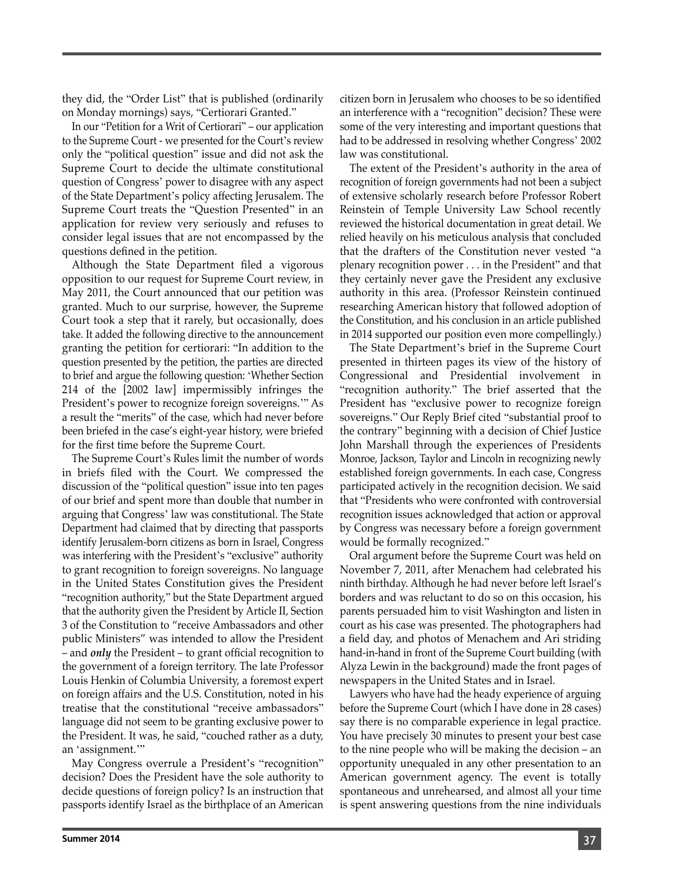they did, the "Order List" that is published (ordinarily on Monday mornings) says, "Certiorari Granted."

In our "Petition for a Writ of Certiorari" – our application to the Supreme Court - we presented for the Court's review only the "political question" issue and did not ask the Supreme Court to decide the ultimate constitutional question of Congress' power to disagree with any aspect of the State Department's policy affecting Jerusalem. The Supreme Court treats the "Question Presented" in an application for review very seriously and refuses to consider legal issues that are not encompassed by the questions defined in the petition.

Although the State Department filed a vigorous opposition to our request for Supreme Court review, in May 2011, the Court announced that our petition was granted. Much to our surprise, however, the Supreme Court took a step that it rarely, but occasionally, does take. It added the following directive to the announcement granting the petition for certiorari: "In addition to the question presented by the petition, the parties are directed to brief and argue the following question: 'Whether Section 214 of the [2002 law] impermissibly infringes the President's power to recognize foreign sovereigns.'" As a result the "merits" of the case, which had never before been briefed in the case's eight-year history, were briefed for the first time before the Supreme Court.

The Supreme Court's Rules limit the number of words in briefs filed with the Court. We compressed the discussion of the "political question" issue into ten pages of our brief and spent more than double that number in arguing that Congress' law was constitutional. The State Department had claimed that by directing that passports identify Jerusalem-born citizens as born in Israel, Congress was interfering with the President's "exclusive" authority to grant recognition to foreign sovereigns. No language in the United States Constitution gives the President "recognition authority," but the State Department argued that the authority given the President by Article II, Section 3 of the Constitution to "receive Ambassadors and other public Ministers" was intended to allow the President – and ***only*** the President – to grant official recognition to the government of a foreign territory. The late Professor Louis Henkin of Columbia University, a foremost expert on foreign affairs and the U.S. Constitution, noted in his treatise that the constitutional "receive ambassadors" language did not seem to be granting exclusive power to the President. It was, he said, "couched rather as a duty, an 'assignment.'"

May Congress overrule a President's "recognition" decision? Does the President have the sole authority to decide questions of foreign policy? Is an instruction that passports identify Israel as the birthplace of an American citizen born in Jerusalem who chooses to be so identified an interference with a "recognition" decision? These were some of the very interesting and important questions that had to be addressed in resolving whether Congress' 2002 law was constitutional.

The extent of the President's authority in the area of recognition of foreign governments had not been a subject of extensive scholarly research before Professor Robert Reinstein of Temple University Law School recently reviewed the historical documentation in great detail. We relied heavily on his meticulous analysis that concluded that the drafters of the Constitution never vested "a plenary recognition power . . . in the President" and that they certainly never gave the President any exclusive authority in this area. (Professor Reinstein continued researching American history that followed adoption of the Constitution, and his conclusion in an article published in 2014 supported our position even more compellingly.)

The State Department's brief in the Supreme Court presented in thirteen pages its view of the history of Congressional and Presidential involvement in "recognition authority." The brief asserted that the President has "exclusive power to recognize foreign sovereigns." Our Reply Brief cited "substantial proof to the contrary" beginning with a decision of Chief Justice John Marshall through the experiences of Presidents Monroe, Jackson, Taylor and Lincoln in recognizing newly established foreign governments. In each case, Congress participated actively in the recognition decision. We said that "Presidents who were confronted with controversial recognition issues acknowledged that action or approval by Congress was necessary before a foreign government would be formally recognized."

Oral argument before the Supreme Court was held on November 7, 2011, after Menachem had celebrated his ninth birthday. Although he had never before left Israel's borders and was reluctant to do so on this occasion, his parents persuaded him to visit Washington and listen in court as his case was presented. The photographers had a field day, and photos of Menachem and Ari striding hand-in-hand in front of the Supreme Court building (with Alyza Lewin in the background) made the front pages of newspapers in the United States and in Israel.

Lawyers who have had the heady experience of arguing before the Supreme Court (which I have done in 28 cases) say there is no comparable experience in legal practice. You have precisely 30 minutes to present your best case to the nine people who will be making the decision – an opportunity unequaled in any other presentation to an American government agency. The event is totally spontaneous and unrehearsed, and almost all your time is spent answering questions from the nine individuals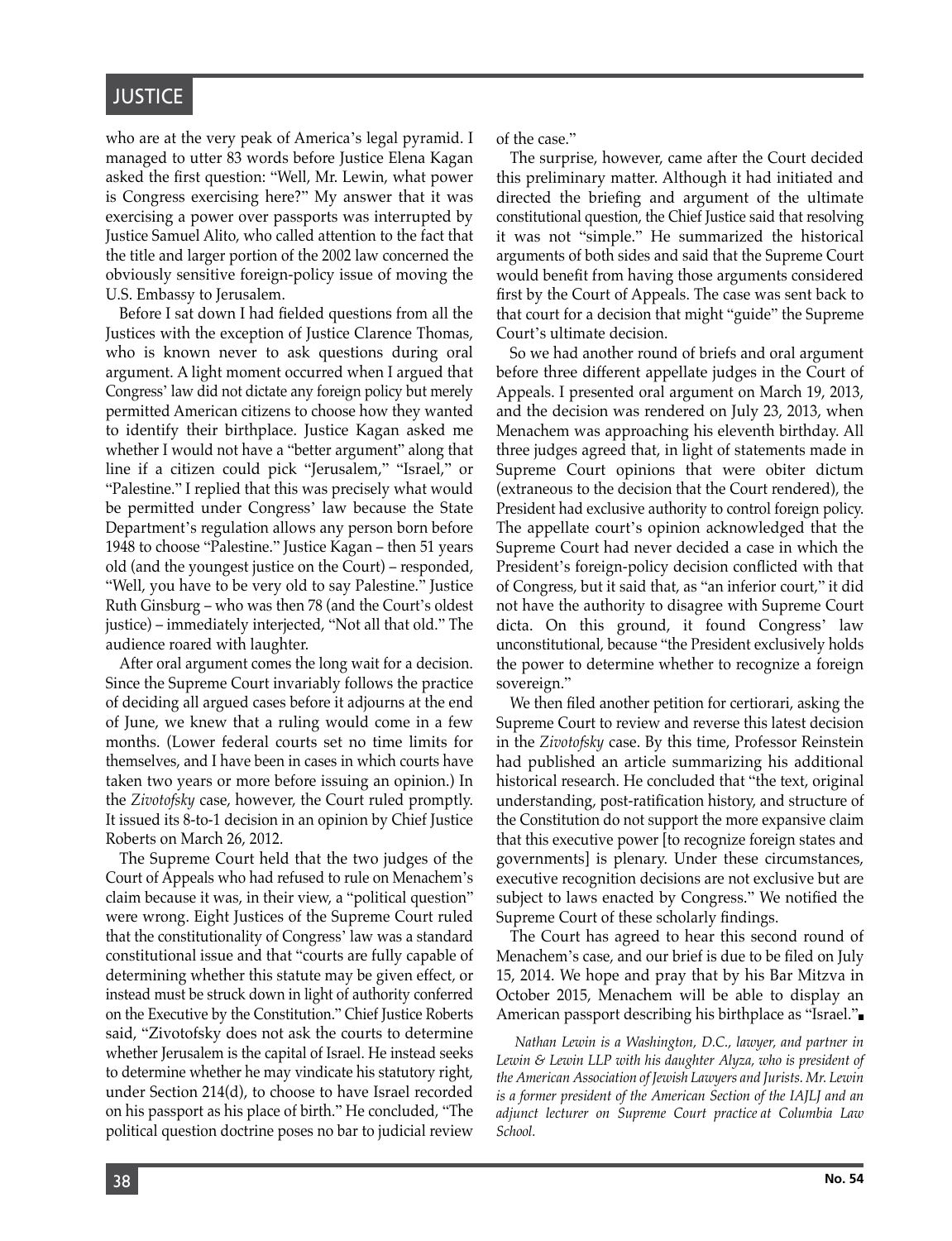who are at the very peak of America's legal pyramid. I managed to utter 83 words before Justice Elena Kagan asked the first question: "Well, Mr. Lewin, what power is Congress exercising here?" My answer that it was exercising a power over passports was interrupted by Justice Samuel Alito, who called attention to the fact that the title and larger portion of the 2002 law concerned the obviously sensitive foreign-policy issue of moving the U.S. Embassy to Jerusalem.

Before I sat down I had fielded questions from all the Justices with the exception of Justice Clarence Thomas, who is known never to ask questions during oral argument. A light moment occurred when I argued that Congress' law did not dictate any foreign policy but merely permitted American citizens to choose how they wanted to identify their birthplace. Justice Kagan asked me whether I would not have a "better argument" along that line if a citizen could pick "Jerusalem," "Israel," or "Palestine." I replied that this was precisely what would be permitted under Congress' law because the State Department's regulation allows any person born before 1948 to choose "Palestine." Justice Kagan – then 51 years old (and the youngest justice on the Court) – responded, "Well, you have to be very old to say Palestine." Justice Ruth Ginsburg – who was then 78 (and the Court's oldest justice) – immediately interjected, "Not all that old." The audience roared with laughter.

After oral argument comes the long wait for a decision. Since the Supreme Court invariably follows the practice of deciding all argued cases before it adjourns at the end of June, we knew that a ruling would come in a few months. (Lower federal courts set no time limits for themselves, and I have been in cases in which courts have taken two years or more before issuing an opinion.) In the *Zivotofsky* case, however, the Court ruled promptly. It issued its 8-to-1 decision in an opinion by Chief Justice Roberts on March 26, 2012.

The Supreme Court held that the two judges of the Court of Appeals who had refused to rule on Menachem's claim because it was, in their view, a "political question" were wrong. Eight Justices of the Supreme Court ruled that the constitutionality of Congress' law was a standard constitutional issue and that "courts are fully capable of determining whether this statute may be given effect, or instead must be struck down in light of authority conferred on the Executive by the Constitution." Chief Justice Roberts said, "Zivotofsky does not ask the courts to determine whether Jerusalem is the capital of Israel. He instead seeks to determine whether he may vindicate his statutory right, under Section 214(d), to choose to have Israel recorded on his passport as his place of birth." He concluded, "The political question doctrine poses no bar to judicial review of the case."

The surprise, however, came after the Court decided this preliminary matter. Although it had initiated and directed the briefing and argument of the ultimate constitutional question, the Chief Justice said that resolving it was not "simple." He summarized the historical arguments of both sides and said that the Supreme Court would benefit from having those arguments considered first by the Court of Appeals. The case was sent back to that court for a decision that might "guide" the Supreme Court's ultimate decision.

So we had another round of briefs and oral argument before three different appellate judges in the Court of Appeals. I presented oral argument on March 19, 2013, and the decision was rendered on July 23, 2013, when Menachem was approaching his eleventh birthday. All three judges agreed that, in light of statements made in Supreme Court opinions that were obiter dictum (extraneous to the decision that the Court rendered), the President had exclusive authority to control foreign policy. The appellate court's opinion acknowledged that the Supreme Court had never decided a case in which the President's foreign-policy decision conflicted with that of Congress, but it said that, as "an inferior court," it did not have the authority to disagree with Supreme Court dicta. On this ground, it found Congress' law unconstitutional, because "the President exclusively holds the power to determine whether to recognize a foreign sovereign."

We then filed another petition for certiorari, asking the Supreme Court to review and reverse this latest decision in the *Zivotofsky* case. By this time, Professor Reinstein had published an article summarizing his additional historical research. He concluded that "the text, original understanding, post-ratification history, and structure of the Constitution do not support the more expansive claim that this executive power [to recognize foreign states and governments] is plenary. Under these circumstances, executive recognition decisions are not exclusive but are subject to laws enacted by Congress." We notified the Supreme Court of these scholarly findings.

The Court has agreed to hear this second round of Menachem's case, and our brief is due to be filed on July 15, 2014. We hope and pray that by his Bar Mitzva in October 2015, Menachem will be able to display an American passport describing his birthplace as "Israel." ∎

*Nathan Lewin is a Washington, D.C., lawyer, and partner in Lewin & Lewin LLP with his daughter Alyza, who is president of the American Association of Jewish Lawyers and Jurists. Mr. Lewin is a former president of the American Section of the IAJLJ and an adjunct lecturer on Supreme Court practice at Columbia Law School.*